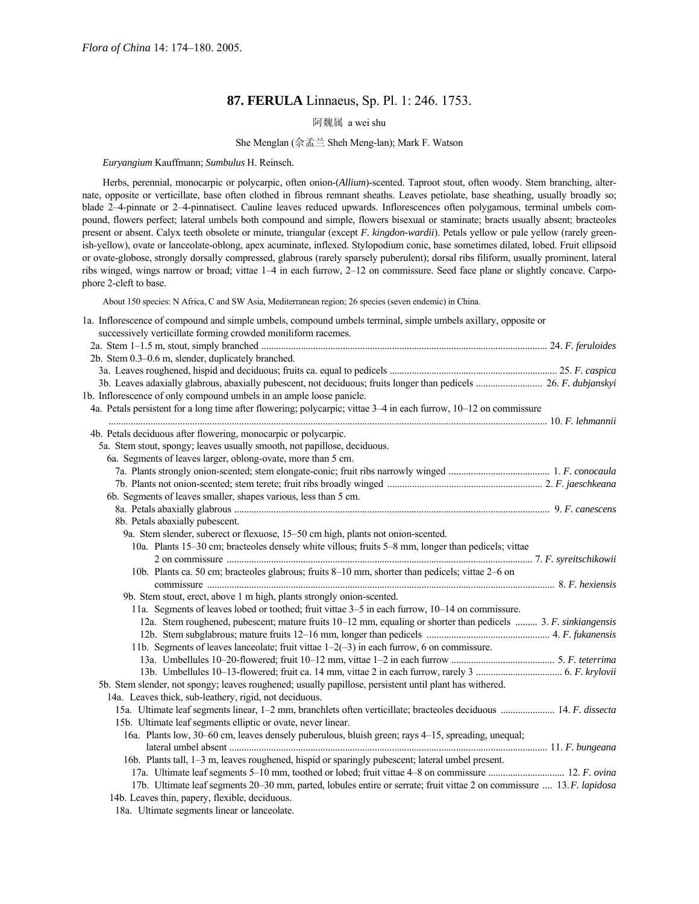*Flora of China* 14: 174–180. 2005.

# 87. FERULA Linnaeus, Sp. Pl. 1: 246. 1753.

阿魏属 a wei shu

She Menglan (佘孟兰 Sheh Meng-lan); Mark F. Watson

*Euryangium* Kauffmann; *Sumbulus* H. Reinsch.

Herbs, perennial, monocarpic or polycarpic, often onion-(*Allium*)-scented. Taproot stout, often woody. Stem branching, alternate, opposite or verticillate, base often clothed in fibrous remnant sheaths. Leaves petiolate, base sheathing, usually broadly so; blade 2–4-pinnate or 2–4-pinnatisect. Cauline leaves reduced upwards. Inflorescences often polygamous, terminal umbels compound, flowers perfect; lateral umbels both compound and simple, flowers bisexual or staminate; bracts usually absent; bracteoles present or absent. Calyx teeth obsolete or minute, triangular (except *F. kingdon-wardii*). Petals yellow or pale yellow (rarely greenish-yellow), ovate or lanceolate-oblong, apex acuminate, inflexed. Stylopodium conic, base sometimes dilated, lobed. Fruit ellipsoid or ovate-globose, strongly dorsally compressed, glabrous (rarely sparsely puberulent); dorsal ribs filiform, usually prominent, lateral ribs winged, wings narrow or broad; vittae 1–4 in each furrow, 2–12 on commissure. Seed face plane or slightly concave. Carpophore 2-cleft to base.

About 150 species: N Africa, C and SW Asia, Mediterranean region; 26 species (seven endemic) in China.

1a. Inflorescence of compound and simple umbels, compound umbels terminal, simple umbels axillary, opposite or successively verticillate forming crowded moniliform racemes.
  2a. Stem 1–1.5 m, stout, simply branched .......... 24. *F. feruloides*
  2b. Stem 0.3–0.6 m, slender, duplicately branched.
    3a. Leaves roughened, hispid and deciduous; fruits ca. equal to pedicels .......... 25. *F. caspica*
    3b. Leaves adaxially glabrous, abaxially pubescent, not deciduous; fruits longer than pedicels .......... 26. *F. dubjanskyi*
1b. Inflorescence of only compound umbels in an ample loose panicle.
  4a. Petals persistent for a long time after flowering; polycarpic; vittae 3–4 in each furrow, 10–12 on commissure .......... 10. *F. lehmannii*
  4b. Petals deciduous after flowering, monocarpic or polycarpic.
    5a. Stem stout, spongy; leaves usually smooth, not papillose, deciduous.
      6a. Segments of leaves larger, oblong-ovate, more than 5 cm.
        7a. Plants strongly onion-scented; stem elongate-conic; fruit ribs narrowly winged .......... 1. *F. conocaula*
        7b. Plants not onion-scented; stem terete; fruit ribs broadly winged .......... 2. *F. jaeschkeana*
      6b. Segments of leaves smaller, shapes various, less than 5 cm.
        8a. Petals abaxially glabrous .......... 9. *F. canescens*
        8b. Petals abaxially pubescent.
          9a. Stem slender, suberect or flexuose, 15–50 cm high, plants not onion-scented.
            10a. Plants 15–30 cm; bracteoles densely white villous; fruits 5–8 mm, longer than pedicels; vittae 2 on commissure .......... 7. *F. syreitschikowii*
            10b. Plants ca. 50 cm; bracteoles glabrous; fruits 8–10 mm, shorter than pedicels; vittae 2–6 on commissure .......... 8. *F. hexiensis*
          9b. Stem stout, erect, above 1 m high, plants strongly onion-scented.
            11a. Segments of leaves lobed or toothed; fruit vittae 3–5 in each furrow, 10–14 on commissure.
              12a. Stem roughened, pubescent; mature fruits 10–12 mm, equaling or shorter than pedicels .......... 3. *F. sinkiangensis*
              12b. Stem subglabrous; mature fruits 12–16 mm, longer than pedicels .......... 4. *F. fukanensis*
            11b. Segments of leaves lanceolate; fruit vittae 1–2(–3) in each furrow, 6 on commissure.
              13a. Umbellules 10–20-flowered; fruit 10–12 mm, vittae 1–2 in each furrow .......... 5. *F. teterrima*
              13b. Umbellules 10–13-flowered; fruit ca. 14 mm, vittae 2 in each furrow, rarely 3 .......... 6. *F. krylovii*
    5b. Stem slender, not spongy; leaves roughened; usually papillose, persistent until plant has withered.
      14a. Leaves thick, sub-leathery, rigid, not deciduous.
        15a. Ultimate leaf segments linear, 1–2 mm, branchlets often verticillate; bracteoles deciduous .......... 14. *F. dissecta*
        15b. Ultimate leaf segments elliptic or ovate, never linear.
          16a. Plants low, 30–60 cm, leaves densely puberulous, bluish green; rays 4–15, spreading, unequal; lateral umbel absent .......... 11. *F. bungeana*
          16b. Plants tall, 1–3 m, leaves roughened, hispid or sparingly pubescent; lateral umbel present.
            17a. Ultimate leaf segments 5–10 mm, toothed or lobed; fruit vittae 4–8 on commissure .......... 12. *F. ovina*
            17b. Ultimate leaf segments 20–30 mm, parted, lobules entire or serrate; fruit vittae 2 on commissure .... 13. *F. lapidosa*
      14b. Leaves thin, papery, flexible, deciduous.
        18a. Ultimate segments linear or lanceolate.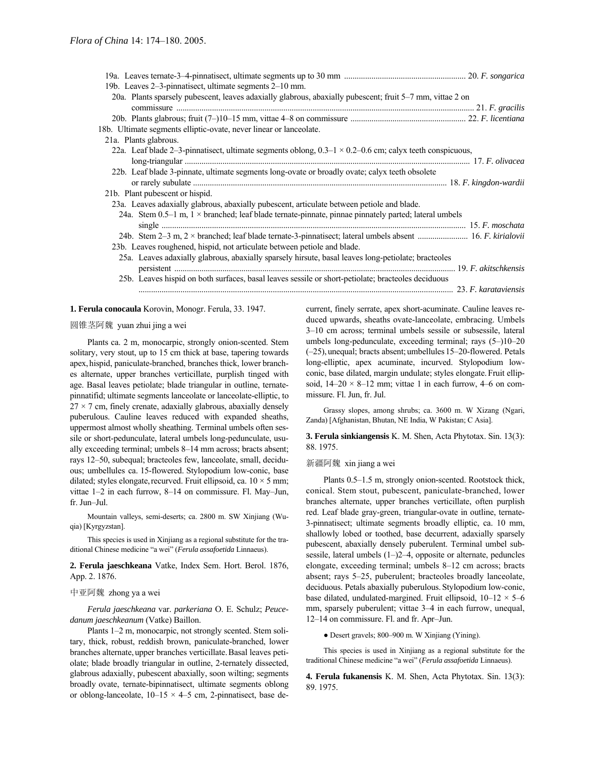19a. Leaves ternate-3–4-pinnatisect, ultimate segments up to 30 mm ........................................................ 20. *F. songarica*

19b. Leaves 2–3-pinnatisect, ultimate segments 2–10 mm.

20a. Plants sparsely pubescent, leaves adaxially glabrous, abaxially pubescent; fruit 5–7 mm, vittae 2 on commissure ........................................................................................................................................ 21. *F. gracilis*

20b. Plants glabrous; fruit (7–)10–15 mm, vittae 4–8 on commissure ...................................................... 22. *F. licentiana*

18b. Ultimate segments elliptic-ovate, never linear or lanceolate.

21a. Plants glabrous.

22a. Leaf blade 2–3-pinnatisect, ultimate segments oblong, 0.3–1 × 0.2–0.6 cm; calyx teeth conspicuous, long-triangular ...................................................................................................................................... 17. *F. olivacea*

22b. Leaf blade 3-pinnate, ultimate segments long-ovate or broadly ovate; calyx teeth obsolete or rarely subulate ........................................................................................................................ 18. *F. kingdon-wardii*

21b. Plant pubescent or hispid.

23a. Leaves adaxially glabrous, abaxially pubescent, articulate between petiole and blade.

24a. Stem 0.5–1 m, 1 × branched; leaf blade ternate-pinnate, pinnae pinnately parted; lateral umbels single .............................................................................................................................................. 15. *F. moschata*

24b. Stem 2–3 m, 2 × branched; leaf blade ternate-3-pinnatisect; lateral umbels absent ........................ 16. *F. kirialovii*

23b. Leaves roughened, hispid, not articulate between petiole and blade.

25a. Leaves adaxially glabrous, abaxially sparsely hirsute, basal leaves long-petiolate; bracteoles persistent .................................................................................................................................... 19. *F. akitschkensis*

25b. Leaves hispid on both surfaces, basal leaves sessile or short-petiolate; bracteoles deciduous ....................................................................................................................................................... 23. *F. karataviensis*

**1. Ferula conocaula** Korovin, Monogr. Ferula, 33. 1947.

圆锥茎阿魏 yuan zhui jing a wei

Plants ca. 2 m, monocarpic, strongly onion-scented. Stem solitary, very stout, up to 15 cm thick at base, tapering towards apex, hispid, paniculate-branched, branches thick, lower branches alternate, upper branches verticillate, purplish tinged with age. Basal leaves petiolate; blade triangular in outline, ternate-pinnatifid; ultimate segments lanceolate or lanceolate-elliptic, to 27 × 7 cm, finely crenate, adaxially glabrous, abaxially densely puberulous. Cauline leaves reduced with expanded sheaths, uppermost almost wholly sheathing. Terminal umbels often sessile or short-pedunculate, lateral umbels long-pedunculate, usually exceeding terminal; umbels 8–14 mm across; bracts absent; rays 12–50, subequal; bracteoles few, lanceolate, small, deciduous; umbellules ca. 15-flowered. Stylopodium low-conic, base dilated; styles elongate, recurved. Fruit ellipsoid, ca. 10 × 5 mm; vittae 1–2 in each furrow, 8–14 on commissure. Fl. May–Jun, fr. Jun–Jul.

Mountain valleys, semi-deserts; ca. 2800 m. SW Xinjiang (Wuqia) [Kyrgyzstan].

This species is used in Xinjiang as a regional substitute for the traditional Chinese medicine "a wei" (*Ferula assafoetida* Linnaeus).

**2. Ferula jaeschkeana** Vatke, Index Sem. Hort. Berol. 1876, App. 2. 1876.

中亚阿魏 zhong ya a wei

*Ferula jaeschkeana* var. *parkeriana* O. E. Schulz; *Peucedanum jaeschkeanum* (Vatke) Baillon.

Plants 1–2 m, monocarpic, not strongly scented. Stem solitary, thick, robust, reddish brown, paniculate-branched, lower branches alternate, upper branches verticillate. Basal leaves petiolate; blade broadly triangular in outline, 2-ternately dissected, glabrous adaxially, pubescent abaxially, soon wilting; segments broadly ovate, ternate-bipinnatisect, ultimate segments oblong or oblong-lanceolate, 10–15 × 4–5 cm, 2-pinnatisect, base decurrent, finely serrate, apex short-acuminate. Cauline leaves reduced upwards, sheaths ovate-lanceolate, embracing. Umbels 3–10 cm across; terminal umbels sessile or subsessile, lateral umbels long-pedunculate, exceeding terminal; rays (5–)10–20 (–25), unequal; bracts absent; umbellules 15–20-flowered. Petals long-elliptic, apex acuminate, incurved. Stylopodium low-conic, base dilated, margin undulate; styles elongate. Fruit ellipsoid, 14–20 × 8–12 mm; vittae 1 in each furrow, 4–6 on commissure. Fl. Jun, fr. Jul.

Grassy slopes, among shrubs; ca. 3600 m. W Xizang (Ngari, Zanda) [Afghanistan, Bhutan, NE India, W Pakistan; C Asia].

**3. Ferula sinkiangensis** K. M. Shen, Acta Phytotax. Sin. 13(3): 88. 1975.

新疆阿魏 xin jiang a wei

Plants 0.5–1.5 m, strongly onion-scented. Rootstock thick, conical. Stem stout, pubescent, paniculate-branched, lower branches alternate, upper branches verticillate, often purplish red. Leaf blade gray-green, triangular-ovate in outline, ternate-3-pinnatisect; ultimate segments broadly elliptic, ca. 10 mm, shallowly lobed or toothed, base decurrent, adaxially sparsely pubescent, abaxially densely puberulent. Terminal umbel subsessile, lateral umbels (1–)2–4, opposite or alternate, peduncles elongate, exceeding terminal; umbels 8–12 cm across; bracts absent; rays 5–25, puberulent; bracteoles broadly lanceolate, deciduous. Petals abaxially puberulous. Stylopodium low-conic, base dilated, undulated-margined. Fruit ellipsoid, 10–12 × 5–6 mm, sparsely puberulent; vittae 3–4 in each furrow, unequal, 12–14 on commissure. Fl. and fr. Apr–Jun.

● Desert gravels; 800–900 m. W Xinjiang (Yining).

This species is used in Xinjiang as a regional substitute for the traditional Chinese medicine "a wei" (*Ferula assafoetida* Linnaeus).

**4. Ferula fukanensis** K. M. Shen, Acta Phytotax. Sin. 13(3): 89. 1975.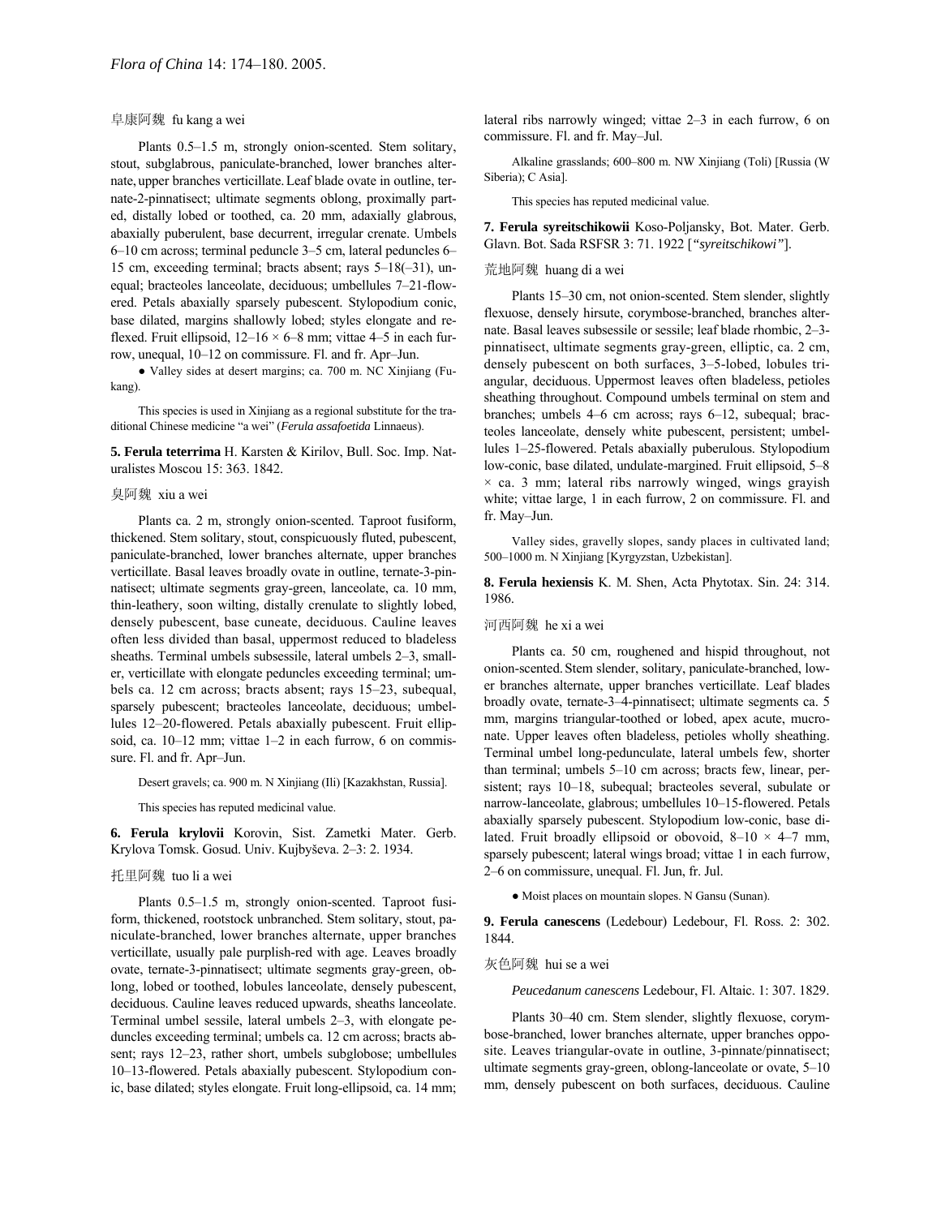阜康阿魏 fu kang a wei

Plants 0.5–1.5 m, strongly onion-scented. Stem solitary, stout, subglabrous, paniculate-branched, lower branches alternate, upper branches verticillate. Leaf blade ovate in outline, ternate-2-pinnatisect; ultimate segments oblong, proximally parted, distally lobed or toothed, ca. 20 mm, adaxially glabrous, abaxially puberulent, base decurrent, irregular crenate. Umbels 6–10 cm across; terminal peduncle 3–5 cm, lateral peduncles 6–15 cm, exceeding terminal; bracts absent; rays 5–18(–31), unequal; bracteoles lanceolate, deciduous; umbellules 7–21-flowered. Petals abaxially sparsely pubescent. Stylopodium conic, base dilated, margins shallowly lobed; styles elongate and reflexed. Fruit ellipsoid, 12–16 × 6–8 mm; vittae 4–5 in each furrow, unequal, 10–12 on commissure. Fl. and fr. Apr–Jun.

● Valley sides at desert margins; ca. 700 m. NC Xinjiang (Fukang).

This species is used in Xinjiang as a regional substitute for the traditional Chinese medicine "a wei" (*Ferula assafoetida* Linnaeus).

**5. Ferula teterrima** H. Karsten & Kirilov, Bull. Soc. Imp. Naturalistes Moscou 15: 363. 1842.

臭阿魏 xiu a wei

Plants ca. 2 m, strongly onion-scented. Taproot fusiform, thickened. Stem solitary, stout, conspicuously fluted, pubescent, paniculate-branched, lower branches alternate, upper branches verticillate. Basal leaves broadly ovate in outline, ternate-3-pinnatisect; ultimate segments gray-green, lanceolate, ca. 10 mm, thin-leathery, soon wilting, distally crenulate to slightly lobed, densely pubescent, base cuneate, deciduous. Cauline leaves often less divided than basal, uppermost reduced to bladeless sheaths. Terminal umbels subsessile, lateral umbels 2–3, smaller, verticillate with elongate peduncles exceeding terminal; umbels ca. 12 cm across; bracts absent; rays 15–23, subequal, sparsely pubescent; bracteoles lanceolate, deciduous; umbellules 12–20-flowered. Petals abaxially pubescent. Fruit ellipsoid, ca. 10–12 mm; vittae 1–2 in each furrow, 6 on commissure. Fl. and fr. Apr–Jun.

Desert gravels; ca. 900 m. N Xinjiang (Ili) [Kazakhstan, Russia].

This species has reputed medicinal value.

**6. Ferula krylovii** Korovin, Sist. Zametki Mater. Gerb. Krylova Tomsk. Gosud. Univ. Kujbyševa. 2–3: 2. 1934.

托里阿魏 tuo li a wei

Plants 0.5–1.5 m, strongly onion-scented. Taproot fusiform, thickened, rootstock unbranched. Stem solitary, stout, paniculate-branched, lower branches alternate, upper branches verticillate, usually pale purplish-red with age. Leaves broadly ovate, ternate-3-pinnatisect; ultimate segments gray-green, oblong, lobed or toothed, lobules lanceolate, densely pubescent, deciduous. Cauline leaves reduced upwards, sheaths lanceolate. Terminal umbel sessile, lateral umbels 2–3, with elongate peduncles exceeding terminal; umbels ca. 12 cm across; bracts absent; rays 12–23, rather short, umbels subglobose; umbellules 10–13-flowered. Petals abaxially pubescent. Stylopodium conic, base dilated; styles elongate. Fruit long-ellipsoid, ca. 14 mm; lateral ribs narrowly winged; vittae 2–3 in each furrow, 6 on commissure. Fl. and fr. May–Jul.

Alkaline grasslands; 600–800 m. NW Xinjiang (Toli) [Russia (W Siberia); C Asia].

This species has reputed medicinal value.

**7. Ferula syreitschikowii** Koso-Poljansky, Bot. Mater. Gerb. Glavn. Bot. Sada RSFSR 3: 71. 1922 [*"syreitschikowi"*].

荒地阿魏 huang di a wei

Plants 15–30 cm, not onion-scented. Stem slender, slightly flexuose, densely hirsute, corymbose-branched, branches alternate. Basal leaves subsessile or sessile; leaf blade rhombic, 2–3-pinnatisect, ultimate segments gray-green, elliptic, ca. 2 cm, densely pubescent on both surfaces, 3–5-lobed, lobules triangular, deciduous. Uppermost leaves often bladeless, petioles sheathing throughout. Compound umbels terminal on stem and branches; umbels 4–6 cm across; rays 6–12, subequal; bracteoles lanceolate, densely white pubescent, persistent; umbellules 1–25-flowered. Petals abaxially puberulous. Stylopodium low-conic, base dilated, undulate-margined. Fruit ellipsoid, 5–8 × ca. 3 mm; lateral ribs narrowly winged, wings grayish white; vittae large, 1 in each furrow, 2 on commissure. Fl. and fr. May–Jun.

Valley sides, gravelly slopes, sandy places in cultivated land; 500–1000 m. N Xinjiang [Kyrgyzstan, Uzbekistan].

**8. Ferula hexiensis** K. M. Shen, Acta Phytotax. Sin. 24: 314. 1986.

河西阿魏 he xi a wei

Plants ca. 50 cm, roughened and hispid throughout, not onion-scented. Stem slender, solitary, paniculate-branched, lower branches alternate, upper branches verticillate. Leaf blades broadly ovate, ternate-3–4-pinnatisect; ultimate segments ca. 5 mm, margins triangular-toothed or lobed, apex acute, mucronate. Upper leaves often bladeless, petioles wholly sheathing. Terminal umbel long-pedunculate, lateral umbels few, shorter than terminal; umbels 5–10 cm across; bracts few, linear, persistent; rays 10–18, subequal; bracteoles several, subulate or narrow-lanceolate, glabrous; umbellules 10–15-flowered. Petals abaxially sparsely pubescent. Stylopodium low-conic, base dilated. Fruit broadly ellipsoid or obovoid, 8–10 × 4–7 mm, sparsely pubescent; lateral wings broad; vittae 1 in each furrow, 2–6 on commissure, unequal. Fl. Jun, fr. Jul.

● Moist places on mountain slopes. N Gansu (Sunan).

**9. Ferula canescens** (Ledebour) Ledebour, Fl. Ross. 2: 302. 1844.

灰色阿魏 hui se a wei

*Peucedanum canescens* Ledebour, Fl. Altaic. 1: 307. 1829.

Plants 30–40 cm. Stem slender, slightly flexuose, corymbose-branched, lower branches alternate, upper branches opposite. Leaves triangular-ovate in outline, 3-pinnate/pinnatisect; ultimate segments gray-green, oblong-lanceolate or ovate, 5–10 mm, densely pubescent on both surfaces, deciduous. Cauline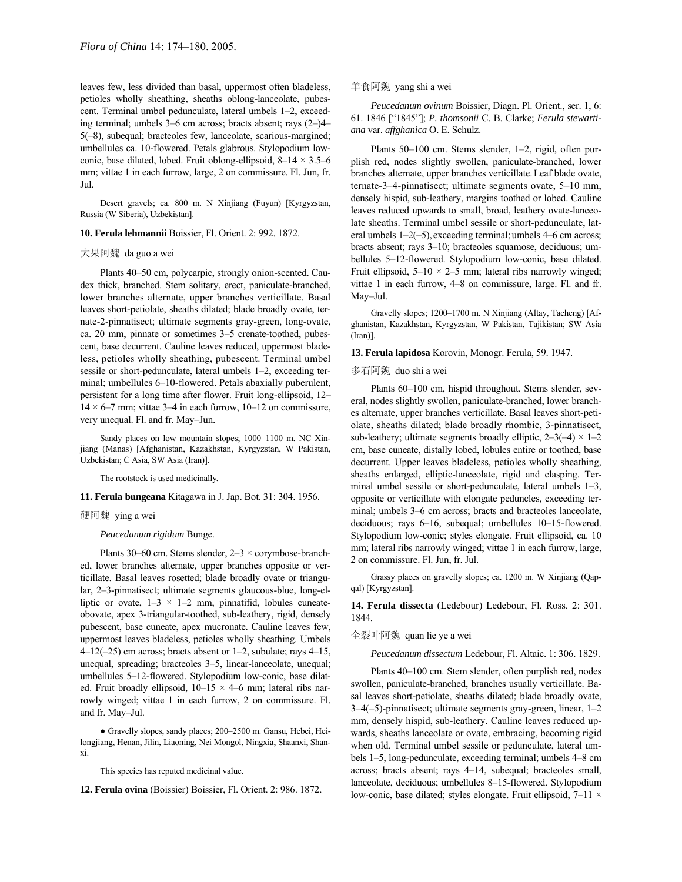leaves few, less divided than basal, uppermost often bladeless, petioles wholly sheathing, sheaths oblong-lanceolate, pubescent. Terminal umbel pedunculate, lateral umbels 1–2, exceeding terminal; umbels 3–6 cm across; bracts absent; rays (2–)4–5(–8), subequal; bracteoles few, lanceolate, scarious-margined; umbellules ca. 10-flowered. Petals glabrous. Stylopodium low-conic, base dilated, lobed. Fruit oblong-ellipsoid, 8–14 × 3.5–6 mm; vittae 1 in each furrow, large, 2 on commissure. Fl. Jun, fr. Jul.

Desert gravels; ca. 800 m. N Xinjiang (Fuyun) [Kyrgyzstan, Russia (W Siberia), Uzbekistan].

**10. Ferula lehmannii** Boissier, Fl. Orient. 2: 992. 1872.

大果阿魏 da guo a wei

Plants 40–50 cm, polycarpic, strongly onion-scented. Caudex thick, branched. Stem solitary, erect, paniculate-branched, lower branches alternate, upper branches verticillate. Basal leaves short-petiolate, sheaths dilated; blade broadly ovate, ternate-2-pinnatisect; ultimate segments gray-green, long-ovate, ca. 20 mm, pinnate or sometimes 3–5 crenate-toothed, pubescent, base decurrent. Cauline leaves reduced, uppermost bladeless, petioles wholly sheathing, pubescent. Terminal umbel sessile or short-pedunculate, lateral umbels 1–2, exceeding terminal; umbellules 6–10-flowered. Petals abaxially puberulent, persistent for a long time after flower. Fruit long-ellipsoid, 12–14 × 6–7 mm; vittae 3–4 in each furrow, 10–12 on commissure, very unequal. Fl. and fr. May–Jun.

Sandy places on low mountain slopes; 1000–1100 m. NC Xinjiang (Manas) [Afghanistan, Kazakhstan, Kyrgyzstan, W Pakistan, Uzbekistan; C Asia, SW Asia (Iran)].

The rootstock is used medicinally.

**11. Ferula bungeana** Kitagawa in J. Jap. Bot. 31: 304. 1956.

硬阿魏 ying a wei

*Peucedanum rigidum* Bunge.

Plants 30–60 cm. Stems slender, 2–3 × corymbose-branched, lower branches alternate, upper branches opposite or verticillate. Basal leaves rosetted; blade broadly ovate or triangular, 2–3-pinnatisect; ultimate segments glaucous-blue, long-elliptic or ovate, 1–3 × 1–2 mm, pinnatifid, lobules cuneate-obovate, apex 3-triangular-toothed, sub-leathery, rigid, densely pubescent, base cuneate, apex mucronate. Cauline leaves few, uppermost leaves bladeless, petioles wholly sheathing. Umbels 4–12(–25) cm across; bracts absent or 1–2, subulate; rays 4–15, unequal, spreading; bracteoles 3–5, linear-lanceolate, unequal; umbellules 5–12-flowered. Stylopodium low-conic, base dilated. Fruit broadly ellipsoid, 10–15 × 4–6 mm; lateral ribs narrowly winged; vittae 1 in each furrow, 2 on commissure. Fl. and fr. May–Jul.

● Gravelly slopes, sandy places; 200–2500 m. Gansu, Hebei, Heilongjiang, Henan, Jilin, Liaoning, Nei Mongol, Ningxia, Shaanxi, Shanxi.

This species has reputed medicinal value.

**12. Ferula ovina** (Boissier) Boissier, Fl. Orient. 2: 986. 1872.

羊食阿魏 yang shi a wei

*Peucedanum ovinum* Boissier, Diagn. Pl. Orient., ser. 1, 6: 61. 1846 ["1845"]; *P. thomsonii* C. B. Clarke; *Ferula stewartiana* var. *affghanica* O. E. Schulz.

Plants 50–100 cm. Stems slender, 1–2, rigid, often purplish red, nodes slightly swollen, paniculate-branched, lower branches alternate, upper branches verticillate. Leaf blade ovate, ternate-3–4-pinnatisect; ultimate segments ovate, 5–10 mm, densely hispid, sub-leathery, margins toothed or lobed. Cauline leaves reduced upwards to small, broad, leathery ovate-lanceolate sheaths. Terminal umbel sessile or short-pedunculate, lateral umbels 1–2(–5), exceeding terminal; umbels 4–6 cm across; bracts absent; rays 3–10; bracteoles squamose, deciduous; umbellules 5–12-flowered. Stylopodium low-conic, base dilated. Fruit ellipsoid, 5–10 × 2–5 mm; lateral ribs narrowly winged; vittae 1 in each furrow, 4–8 on commissure, large. Fl. and fr. May–Jul.

Gravelly slopes; 1200–1700 m. N Xinjiang (Altay, Tacheng) [Afghanistan, Kazakhstan, Kyrgyzstan, W Pakistan, Tajikistan; SW Asia (Iran)].

**13. Ferula lapidosa** Korovin, Monogr. Ferula, 59. 1947.

多石阿魏 duo shi a wei

Plants 60–100 cm, hispid throughout. Stems slender, several, nodes slightly swollen, paniculate-branched, lower branches alternate, upper branches verticillate. Basal leaves short-petiolate, sheaths dilated; blade broadly rhombic, 3-pinnatisect, sub-leathery; ultimate segments broadly elliptic, 2–3(–4) × 1–2 cm, base cuneate, distally lobed, lobules entire or toothed, base decurrent. Upper leaves bladeless, petioles wholly sheathing, sheaths enlarged, elliptic-lanceolate, rigid and clasping. Terminal umbel sessile or short-pedunculate, lateral umbels 1–3, opposite or verticillate with elongate peduncles, exceeding terminal; umbels 3–6 cm across; bracts and bracteoles lanceolate, deciduous; rays 6–16, subequal; umbellules 10–15-flowered. Stylopodium low-conic; styles elongate. Fruit ellipsoid, ca. 10 mm; lateral ribs narrowly winged; vittae 1 in each furrow, large, 2 on commissure. Fl. Jun, fr. Jul.

Grassy places on gravelly slopes; ca. 1200 m. W Xinjiang (Qapqal) [Kyrgyzstan].

**14. Ferula dissecta** (Ledebour) Ledebour, Fl. Ross. 2: 301. 1844.

全裂叶阿魏 quan lie ye a wei

*Peucedanum dissectum* Ledebour, Fl. Altaic. 1: 306. 1829.

Plants 40–100 cm. Stem slender, often purplish red, nodes swollen, paniculate-branched, branches usually verticillate. Basal leaves short-petiolate, sheaths dilated; blade broadly ovate, 3–4(–5)-pinnatisect; ultimate segments gray-green, linear, 1–2 mm, densely hispid, sub-leathery. Cauline leaves reduced upwards, sheaths lanceolate or ovate, embracing, becoming rigid when old. Terminal umbel sessile or pedunculate, lateral umbels 1–5, long-pedunculate, exceeding terminal; umbels 4–8 cm across; bracts absent; rays 4–14, subequal; bracteoles small, lanceolate, deciduous; umbellules 8–15-flowered. Stylopodium low-conic, base dilated; styles elongate. Fruit ellipsoid, 7–11 ×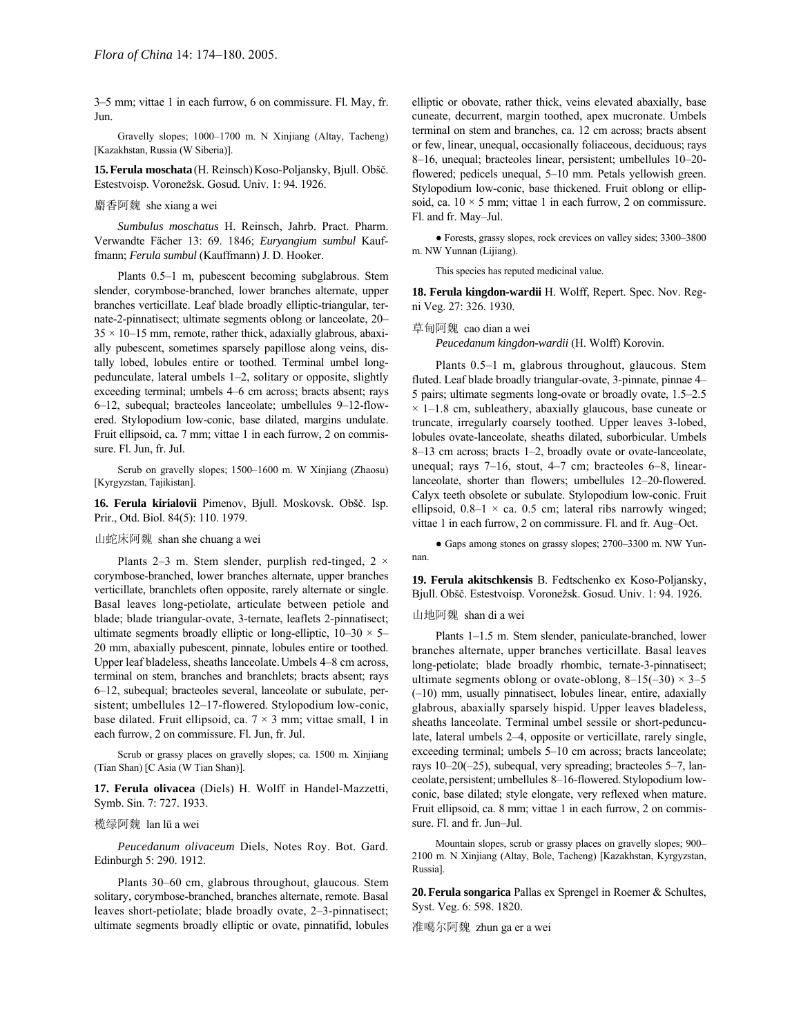3–5 mm; vittae 1 in each furrow, 6 on commissure. Fl. May, fr. Jun.

Gravelly slopes; 1000–1700 m. N Xinjiang (Altay, Tacheng) [Kazakhstan, Russia (W Siberia)].

**15. Ferula moschata** (H. Reinsch) Koso-Poljansky, Bjull. Obšč. Estestvoisp. Voronežsk. Gosud. Univ. 1: 94. 1926.

麝香阿魏 she xiang a wei

*Sumbulus moschatus* H. Reinsch, Jahrb. Pract. Pharm. Verwandte Fächer 13: 69. 1846; *Euryangium sumbul* Kauffmann; *Ferula sumbul* (Kauffmann) J. D. Hooker.

Plants 0.5–1 m, pubescent becoming subglabrous. Stem slender, corymbose-branched, lower branches alternate, upper branches verticillate. Leaf blade broadly elliptic-triangular, ternate-2-pinnatisect; ultimate segments oblong or lanceolate, 20–35 × 10–15 mm, remote, rather thick, adaxially glabrous, abaxially pubescent, sometimes sparsely papillose along veins, distally lobed, lobules entire or toothed. Terminal umbel long-pedunculate, lateral umbels 1–2, solitary or opposite, slightly exceeding terminal; umbels 4–6 cm across; bracts absent; rays 6–12, subequal; bracteoles lanceolate; umbellules 9–12-flowered. Stylopodium low-conic, base dilated, margins undulate. Fruit ellipsoid, ca. 7 mm; vittae 1 in each furrow, 2 on commissure. Fl. Jun, fr. Jul.

Scrub on gravelly slopes; 1500–1600 m. W Xinjiang (Zhaosu) [Kyrgyzstan, Tajikistan].

**16. Ferula kirialovii** Pimenov, Bjull. Moskovsk. Obšč. Isp. Prir., Otd. Biol. 84(5): 110. 1979.

山蛇床阿魏 shan she chuang a wei

Plants 2–3 m. Stem slender, purplish red-tinged, 2 × corymbose-branched, lower branches alternate, upper branches verticillate, branchlets often opposite, rarely alternate or single. Basal leaves long-petiolate, articulate between petiole and blade; blade triangular-ovate, 3-ternate, leaflets 2-pinnatisect; ultimate segments broadly elliptic or long-elliptic, 10–30 × 5–20 mm, abaxially pubescent, pinnate, lobules entire or toothed. Upper leaf bladeless, sheaths lanceolate. Umbels 4–8 cm across, terminal on stem, branches and branchlets; bracts absent; rays 6–12, subequal; bracteoles several, lanceolate or subulate, persistent; umbellules 12–17-flowered. Stylopodium low-conic, base dilated. Fruit ellipsoid, ca. 7 × 3 mm; vittae small, 1 in each furrow, 2 on commissure. Fl. Jun, fr. Jul.

Scrub or grassy places on gravelly slopes; ca. 1500 m. Xinjiang (Tian Shan) [C Asia (W Tian Shan)].

**17. Ferula olivacea** (Diels) H. Wolff in Handel-Mazzetti, Symb. Sin. 7: 727. 1933.

榄绿阿魏 lan lü a wei

*Peucedanum olivaceum* Diels, Notes Roy. Bot. Gard. Edinburgh 5: 290. 1912.

Plants 30–60 cm, glabrous throughout, glaucous. Stem solitary, corymbose-branched, branches alternate, remote. Basal leaves short-petiolate; blade broadly ovate, 2–3-pinnatisect; ultimate segments broadly elliptic or ovate, pinnatifid, lobules elliptic or obovate, rather thick, veins elevated abaxially, base cuneate, decurrent, margin toothed, apex mucronate. Umbels terminal on stem and branches, ca. 12 cm across; bracts absent or few, linear, unequal, occasionally foliaceous, deciduous; rays 8–16, unequal; bracteoles linear, persistent; umbellules 10–20-flowered; pedicels unequal, 5–10 mm. Petals yellowish green. Stylopodium low-conic, base thickened. Fruit oblong or ellipsoid, ca. 10 × 5 mm; vittae 1 in each furrow, 2 on commissure. Fl. and fr. May–Jul.

● Forests, grassy slopes, rock crevices on valley sides; 3300–3800 m. NW Yunnan (Lijiang).

This species has reputed medicinal value.

**18. Ferula kingdon-wardii** H. Wolff, Repert. Spec. Nov. Regni Veg. 27: 326. 1930.

草甸阿魏 cao dian a wei

*Peucedanum kingdon-wardii* (H. Wolff) Korovin.

Plants 0.5–1 m, glabrous throughout, glaucous. Stem fluted. Leaf blade broadly triangular-ovate, 3-pinnate, pinnae 4–5 pairs; ultimate segments long-ovate or broadly ovate, 1.5–2.5 × 1–1.8 cm, subleathery, abaxially glaucous, base cuneate or truncate, irregularly coarsely toothed. Upper leaves 3-lobed, lobules ovate-lanceolate, sheaths dilated, suborbicular. Umbels 8–13 cm across; bracts 1–2, broadly ovate or ovate-lanceolate, unequal; rays 7–16, stout, 4–7 cm; bracteoles 6–8, linear-lanceolate, shorter than flowers; umbellules 12–20-flowered. Calyx teeth obsolete or subulate. Stylopodium low-conic. Fruit ellipsoid, 0.8–1 × ca. 0.5 cm; lateral ribs narrowly winged; vittae 1 in each furrow, 2 on commissure. Fl. and fr. Aug–Oct.

● Gaps among stones on grassy slopes; 2700–3300 m. NW Yunnan.

**19. Ferula akitschkensis** B. Fedtschenko ex Koso-Poljansky, Bjull. Obšč. Estestvoisp. Voronežsk. Gosud. Univ. 1: 94. 1926.

山地阿魏 shan di a wei

Plants 1–1.5 m. Stem slender, paniculate-branched, lower branches alternate, upper branches verticillate. Basal leaves long-petiolate; blade broadly rhombic, ternate-3-pinnatisect; ultimate segments oblong or ovate-oblong, 8–15(–30) × 3–5 (–10) mm, usually pinnatisect, lobules linear, entire, adaxially glabrous, abaxially sparsely hispid. Upper leaves bladeless, sheaths lanceolate. Terminal umbel sessile or short-pedunculate, lateral umbels 2–4, opposite or verticillate, rarely single, exceeding terminal; umbels 5–10 cm across; bracts lanceolate; rays 10–20(–25), subequal, very spreading; bracteoles 5–7, lanceolate, persistent; umbellules 8–16-flowered. Stylopodium low-conic, base dilated; style elongate, very reflexed when mature. Fruit ellipsoid, ca. 8 mm; vittae 1 in each furrow, 2 on commissure. Fl. and fr. Jun–Jul.

Mountain slopes, scrub or grassy places on gravelly slopes; 900–2100 m. N Xinjiang (Altay, Bole, Tacheng) [Kazakhstan, Kyrgyzstan, Russia].

**20. Ferula songarica** Pallas ex Sprengel in Roemer & Schultes, Syst. Veg. 6: 598. 1820.

准噶尔阿魏 zhun ga er a wei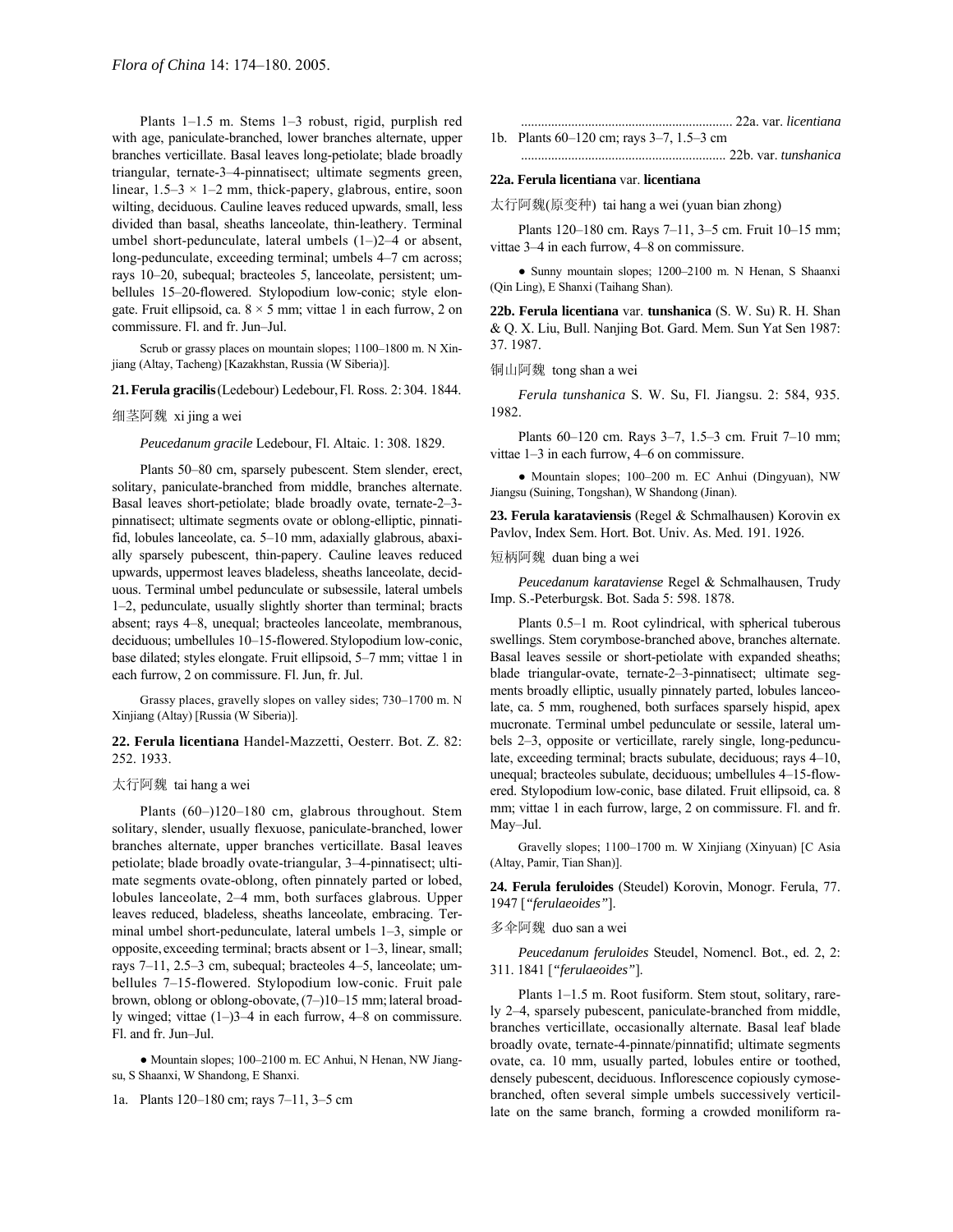Plants 1–1.5 m. Stems 1–3 robust, rigid, purplish red with age, paniculate-branched, lower branches alternate, upper branches verticillate. Basal leaves long-petiolate; blade broadly triangular, ternate-3–4-pinnatisect; ultimate segments green, linear, 1.5–3 × 1–2 mm, thick-papery, glabrous, entire, soon wilting, deciduous. Cauline leaves reduced upwards, small, less divided than basal, sheaths lanceolate, thin-leathery. Terminal umbel short-pedunculate, lateral umbels (1–)2–4 or absent, long-pedunculate, exceeding terminal; umbels 4–7 cm across; rays 10–20, subequal; bracteoles 5, lanceolate, persistent; umbellules 15–20-flowered. Stylopodium low-conic; style elongate. Fruit ellipsoid, ca. 8 × 5 mm; vittae 1 in each furrow, 2 on commissure. Fl. and fr. Jun–Jul.

Scrub or grassy places on mountain slopes; 1100–1800 m. N Xinjiang (Altay, Tacheng) [Kazakhstan, Russia (W Siberia)].

**21. Ferula gracilis** (Ledebour) Ledebour, Fl. Ross. 2: 304. 1844.

细茎阿魏 xi jing a wei

*Peucedanum gracile* Ledebour, Fl. Altaic. 1: 308. 1829.

Plants 50–80 cm, sparsely pubescent. Stem slender, erect, solitary, paniculate-branched from middle, branches alternate. Basal leaves short-petiolate; blade broadly ovate, ternate-2–3-pinnatisect; ultimate segments ovate or oblong-elliptic, pinnatifid, lobules lanceolate, ca. 5–10 mm, adaxially glabrous, abaxially sparsely pubescent, thin-papery. Cauline leaves reduced upwards, uppermost leaves bladeless, sheaths lanceolate, deciduous. Terminal umbel pedunculate or subsessile, lateral umbels 1–2, pedunculate, usually slightly shorter than terminal; bracts absent; rays 4–8, unequal; bracteoles lanceolate, membranous, deciduous; umbellules 10–15-flowered. Stylopodium low-conic, base dilated; styles elongate. Fruit ellipsoid, 5–7 mm; vittae 1 in each furrow, 2 on commissure. Fl. Jun, fr. Jul.

Grassy places, gravelly slopes on valley sides; 730–1700 m. N Xinjiang (Altay) [Russia (W Siberia)].

**22. Ferula licentiana** Handel-Mazzetti, Oesterr. Bot. Z. 82: 252. 1933.

太行阿魏 tai hang a wei

Plants (60–)120–180 cm, glabrous throughout. Stem solitary, slender, usually flexuose, paniculate-branched, lower branches alternate, upper branches verticillate. Basal leaves petiolate; blade broadly ovate-triangular, 3–4-pinnatisect; ultimate segments ovate-oblong, often pinnately parted or lobed, lobules lanceolate, 2–4 mm, both surfaces glabrous. Upper leaves reduced, bladeless, sheaths lanceolate, embracing. Terminal umbel short-pedunculate, lateral umbels 1–3, simple or opposite, exceeding terminal; bracts absent or 1–3, linear, small; rays 7–11, 2.5–3 cm, subequal; bracteoles 4–5, lanceolate; umbellules 7–15-flowered. Stylopodium low-conic. Fruit pale brown, oblong or oblong-obovate, (7–)10–15 mm; lateral broadly winged; vittae (1–)3–4 in each furrow, 4–8 on commissure. Fl. and fr. Jun–Jul.

● Mountain slopes; 100–2100 m. EC Anhui, N Henan, NW Jiangsu, S Shaanxi, W Shandong, E Shanxi.

1a. Plants 120–180 cm; rays 7–11, 3–5 cm .............................................................. 22a. var. *licentiana*

1b. Plants 60–120 cm; rays 3–7, 1.5–3 cm ............................................................ 22b. var. *tunshanica*

**22a. Ferula licentiana** var. **licentiana**

太行阿魏(原变种) tai hang a wei (yuan bian zhong)

Plants 120–180 cm. Rays 7–11, 3–5 cm. Fruit 10–15 mm; vittae 3–4 in each furrow, 4–8 on commissure.

● Sunny mountain slopes; 1200–2100 m. N Henan, S Shaanxi (Qin Ling), E Shanxi (Taihang Shan).

**22b. Ferula licentiana** var. **tunshanica** (S. W. Su) R. H. Shan & Q. X. Liu, Bull. Nanjing Bot. Gard. Mem. Sun Yat Sen 1987: 37. 1987.

铜山阿魏 tong shan a wei

*Ferula tunshanica* S. W. Su, Fl. Jiangsu. 2: 584, 935. 1982.

Plants 60–120 cm. Rays 3–7, 1.5–3 cm. Fruit 7–10 mm; vittae 1–3 in each furrow, 4–6 on commissure.

● Mountain slopes; 100–200 m. EC Anhui (Dingyuan), NW Jiangsu (Suining, Tongshan), W Shandong (Jinan).

**23. Ferula karataviensis** (Regel & Schmalhausen) Korovin ex Pavlov, Index Sem. Hort. Bot. Univ. As. Med. 191. 1926.

短柄阿魏 duan bing a wei

*Peucedanum karataviense* Regel & Schmalhausen, Trudy Imp. S.-Peterburgsk. Bot. Sada 5: 598. 1878.

Plants 0.5–1 m. Root cylindrical, with spherical tuberous swellings. Stem corymbose-branched above, branches alternate. Basal leaves sessile or short-petiolate with expanded sheaths; blade triangular-ovate, ternate-2–3-pinnatisect; ultimate segments broadly elliptic, usually pinnately parted, lobules lanceolate, ca. 5 mm, roughened, both surfaces sparsely hispid, apex mucronate. Terminal umbel pedunculate or sessile, lateral umbels 2–3, opposite or verticillate, rarely single, long-pedunculate, exceeding terminal; bracts subulate, deciduous; rays 4–10, unequal; bracteoles subulate, deciduous; umbellules 4–15-flowered. Stylopodium low-conic, base dilated. Fruit ellipsoid, ca. 8 mm; vittae 1 in each furrow, large, 2 on commissure. Fl. and fr. May–Jul.

Gravelly slopes; 1100–1700 m. W Xinjiang (Xinyuan) [C Asia (Altay, Pamir, Tian Shan)].

**24. Ferula feruloides** (Steudel) Korovin, Monogr. Ferula, 77. 1947 [*"ferulaeoides"*].

多伞阿魏 duo san a wei

*Peucedanum feruloides* Steudel, Nomencl. Bot., ed. 2, 2: 311. 1841 [*"ferulaeoides"*].

Plants 1–1.5 m. Root fusiform. Stem stout, solitary, rarely 2–4, sparsely pubescent, paniculate-branched from middle, branches verticillate, occasionally alternate. Basal leaf blade broadly ovate, ternate-4-pinnate/pinnatifid; ultimate segments ovate, ca. 10 mm, usually parted, lobules entire or toothed, densely pubescent, deciduous. Inflorescence copiously cymose-branched, often several simple umbels successively verticillate on the same branch, forming a crowded moniliform ra-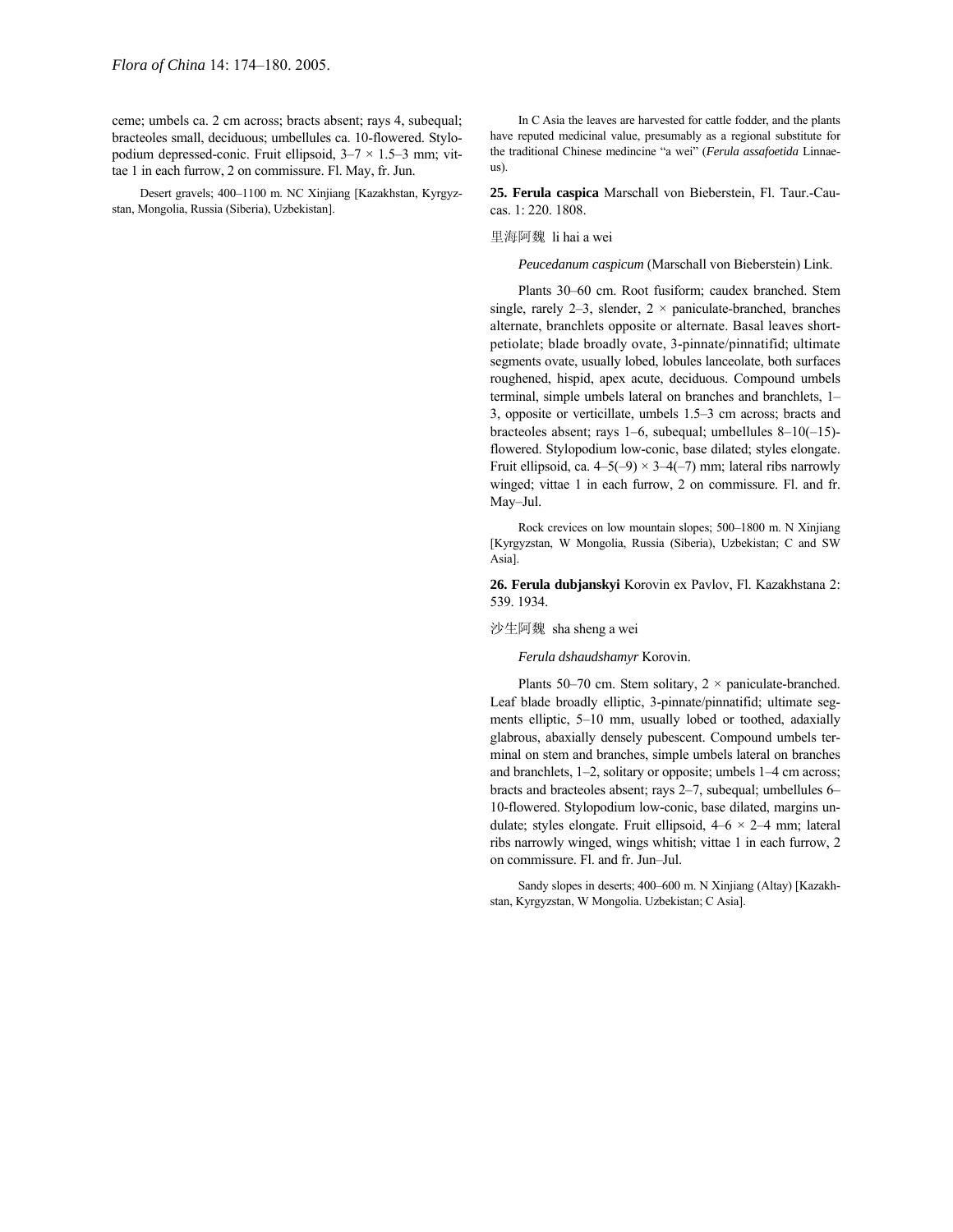ceme; umbels ca. 2 cm across; bracts absent; rays 4, subequal; bracteoles small, deciduous; umbellules ca. 10-flowered. Stylopodium depressed-conic. Fruit ellipsoid, 3–7 × 1.5–3 mm; vittae 1 in each furrow, 2 on commissure. Fl. May, fr. Jun.

Desert gravels; 400–1100 m. NC Xinjiang [Kazakhstan, Kyrgyzstan, Mongolia, Russia (Siberia), Uzbekistan].

In C Asia the leaves are harvested for cattle fodder, and the plants have reputed medicinal value, presumably as a regional substitute for the traditional Chinese medincine "a wei" (*Ferula assafoetida* Linnaeus).

**25. Ferula caspica** Marschall von Bieberstein, Fl. Taur.-Caucas. 1: 220. 1808.

里海阿魏 li hai a wei

*Peucedanum caspicum* (Marschall von Bieberstein) Link.

Plants 30–60 cm. Root fusiform; caudex branched. Stem single, rarely 2–3, slender, 2 × paniculate-branched, branches alternate, branchlets opposite or alternate. Basal leaves short-petiolate; blade broadly ovate, 3-pinnate/pinnatifid; ultimate segments ovate, usually lobed, lobules lanceolate, both surfaces roughened, hispid, apex acute, deciduous. Compound umbels terminal, simple umbels lateral on branches and branchlets, 1–3, opposite or verticillate, umbels 1.5–3 cm across; bracts and bracteoles absent; rays 1–6, subequal; umbellules 8–10(–15)-flowered. Stylopodium low-conic, base dilated; styles elongate. Fruit ellipsoid, ca. 4–5(–9) × 3–4(–7) mm; lateral ribs narrowly winged; vittae 1 in each furrow, 2 on commissure. Fl. and fr. May–Jul.

Rock crevices on low mountain slopes; 500–1800 m. N Xinjiang [Kyrgyzstan, W Mongolia, Russia (Siberia), Uzbekistan; C and SW Asia].

**26. Ferula dubjanskyi** Korovin ex Pavlov, Fl. Kazakhstana 2: 539. 1934.

沙生阿魏 sha sheng a wei

*Ferula dshaudshamyr* Korovin.

Plants 50–70 cm. Stem solitary, 2 × paniculate-branched. Leaf blade broadly elliptic, 3-pinnate/pinnatifid; ultimate segments elliptic, 5–10 mm, usually lobed or toothed, adaxially glabrous, abaxially densely pubescent. Compound umbels terminal on stem and branches, simple umbels lateral on branches and branchlets, 1–2, solitary or opposite; umbels 1–4 cm across; bracts and bracteoles absent; rays 2–7, subequal; umbellules 6–10-flowered. Stylopodium low-conic, base dilated, margins undulate; styles elongate. Fruit ellipsoid, 4–6 × 2–4 mm; lateral ribs narrowly winged, wings whitish; vittae 1 in each furrow, 2 on commissure. Fl. and fr. Jun–Jul.

Sandy slopes in deserts; 400–600 m. N Xinjiang (Altay) [Kazakhstan, Kyrgyzstan, W Mongolia. Uzbekistan; C Asia].